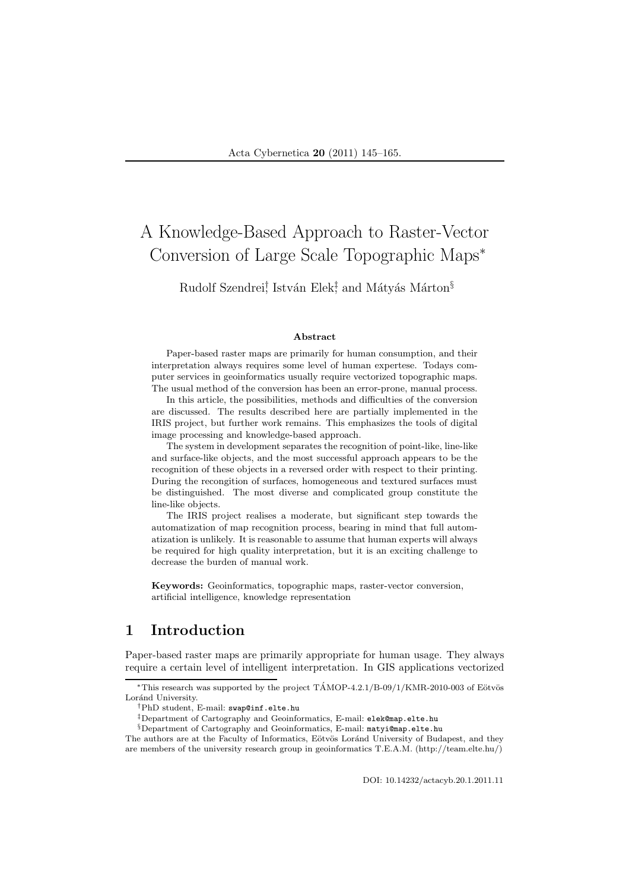# A Knowledge-Based Approach to Raster-Vector Conversion of Large Scale Topographic Maps*

Rudolf Szendrei[†], István Elek[‡] and Mátyás Márton[§]

### Abstract

Paper-based raster maps are primarily for human consumption, and their interpretation always requires some level of human expertese. Todays computer services in geoinformatics usually require vectorized topographic maps. The usual method of the conversion has been an error-prone, manual process.

In this article, the possibilities, methods and difficulties of the conversion are discussed. The results described here are partially implemented in the IRIS project, but further work remains. This emphasizes the tools of digital image processing and knowledge-based approach.

The system in development separates the recognition of point-like, line-like and surface-like objects, and the most successful approach appears to be the recognition of these objects in a reversed order with respect to their printing. During the recongition of surfaces, homogeneous and textured surfaces must be distinguished. The most diverse and complicated group constitute the line-like objects.

The IRIS project realises a moderate, but significant step towards the automatization of map recognition process, bearing in mind that full automatization is unlikely. It is reasonable to assume that human experts will always be required for high quality interpretation, but it is an exciting challenge to decrease the burden of manual work.

**Keywords:** Geoinformatics, topographic maps, raster-vector conversion, artificial intelligence, knowledge representation

## 1 Introduction

Paper-based raster maps are primarily appropriate for human usage. They always require a certain level of intelligent interpretation. In GIS applications vectorized

---

*This research was supported by the project TÁMOP-4.2.1/B-09/1/KMR-2010-003 of Eötvös Loránd University.

[†]PhD student, E-mail: swap@inf.elte.hu

[‡]Department of Cartography and Geoinformatics, E-mail: elek@map.elte.hu

[§]Department of Cartography and Geoinformatics, E-mail: matyi@map.elte.hu

The authors are at the Faculty of Informatics, Eötvös Loránd University of Budapest, and they are members of the university research group in geoinformatics T.E.A.M. (http://team.elte.hu/)

DOI: 10.14232/actacyb.20.1.2011.11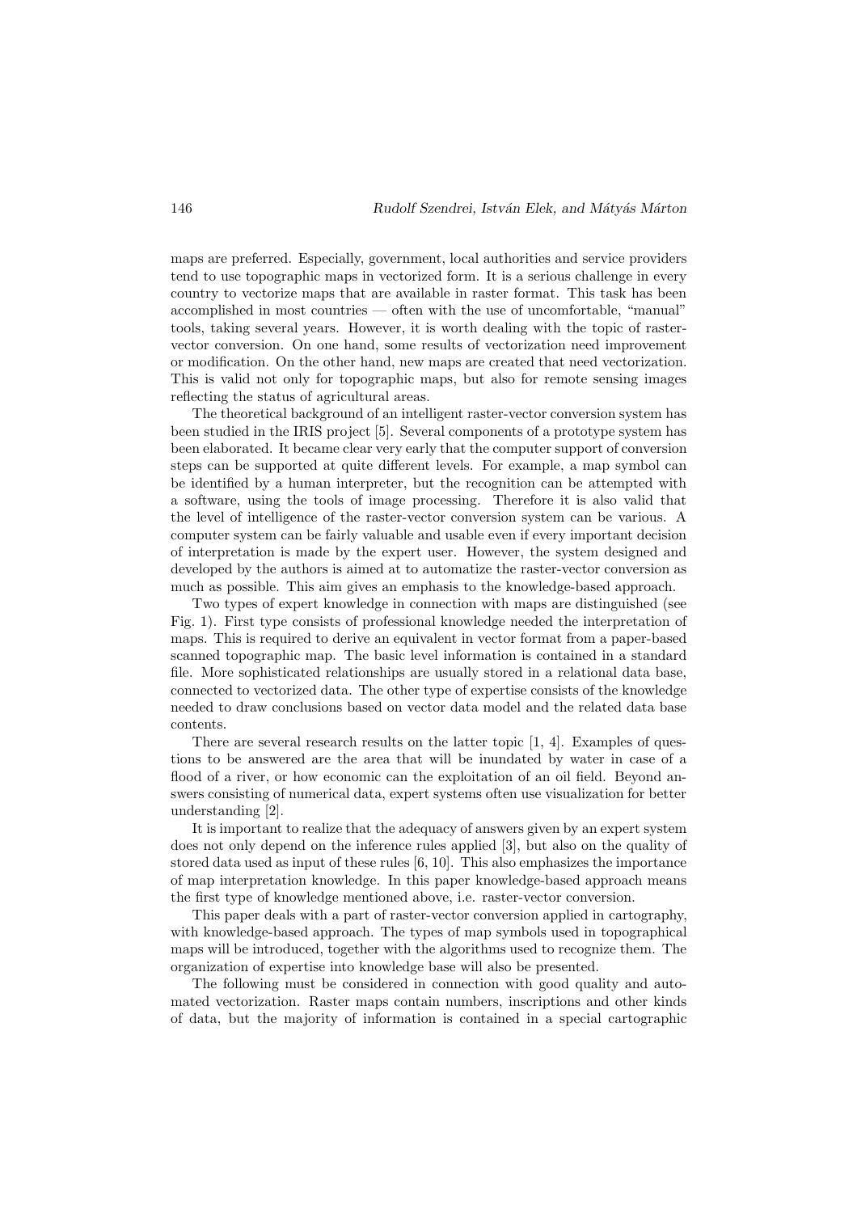maps are preferred. Especially, government, local authorities and service providers tend to use topographic maps in vectorized form. It is a serious challenge in every country to vectorize maps that are available in raster format. This task has been accomplished in most countries — often with the use of uncomfortable, "manual" tools, taking several years. However, it is worth dealing with the topic of raster-vector conversion. On one hand, some results of vectorization need improvement or modification. On the other hand, new maps are created that need vectorization. This is valid not only for topographic maps, but also for remote sensing images reflecting the status of agricultural areas.

The theoretical background of an intelligent raster-vector conversion system has been studied in the IRIS project [5]. Several components of a prototype system has been elaborated. It became clear very early that the computer support of conversion steps can be supported at quite different levels. For example, a map symbol can be identified by a human interpreter, but the recognition can be attempted with a software, using the tools of image processing. Therefore it is also valid that the level of intelligence of the raster-vector conversion system can be various. A computer system can be fairly valuable and usable even if every important decision of interpretation is made by the expert user. However, the system designed and developed by the authors is aimed at to automatize the raster-vector conversion as much as possible. This aim gives an emphasis to the knowledge-based approach.

Two types of expert knowledge in connection with maps are distinguished (see Fig. 1). First type consists of professional knowledge needed the interpretation of maps. This is required to derive an equivalent in vector format from a paper-based scanned topographic map. The basic level information is contained in a standard file. More sophisticated relationships are usually stored in a relational data base, connected to vectorized data. The other type of expertise consists of the knowledge needed to draw conclusions based on vector data model and the related data base contents.

There are several research results on the latter topic [1, 4]. Examples of questions to be answered are the area that will be inundated by water in case of a flood of a river, or how economic can the exploitation of an oil field. Beyond answers consisting of numerical data, expert systems often use visualization for better understanding [2].

It is important to realize that the adequacy of answers given by an expert system does not only depend on the inference rules applied [3], but also on the quality of stored data used as input of these rules [6, 10]. This also emphasizes the importance of map interpretation knowledge. In this paper knowledge-based approach means the first type of knowledge mentioned above, i.e. raster-vector conversion.

This paper deals with a part of raster-vector conversion applied in cartography, with knowledge-based approach. The types of map symbols used in topographical maps will be introduced, together with the algorithms used to recognize them. The organization of expertise into knowledge base will also be presented.

The following must be considered in connection with good quality and automated vectorization. Raster maps contain numbers, inscriptions and other kinds of data, but the majority of information is contained in a special cartographic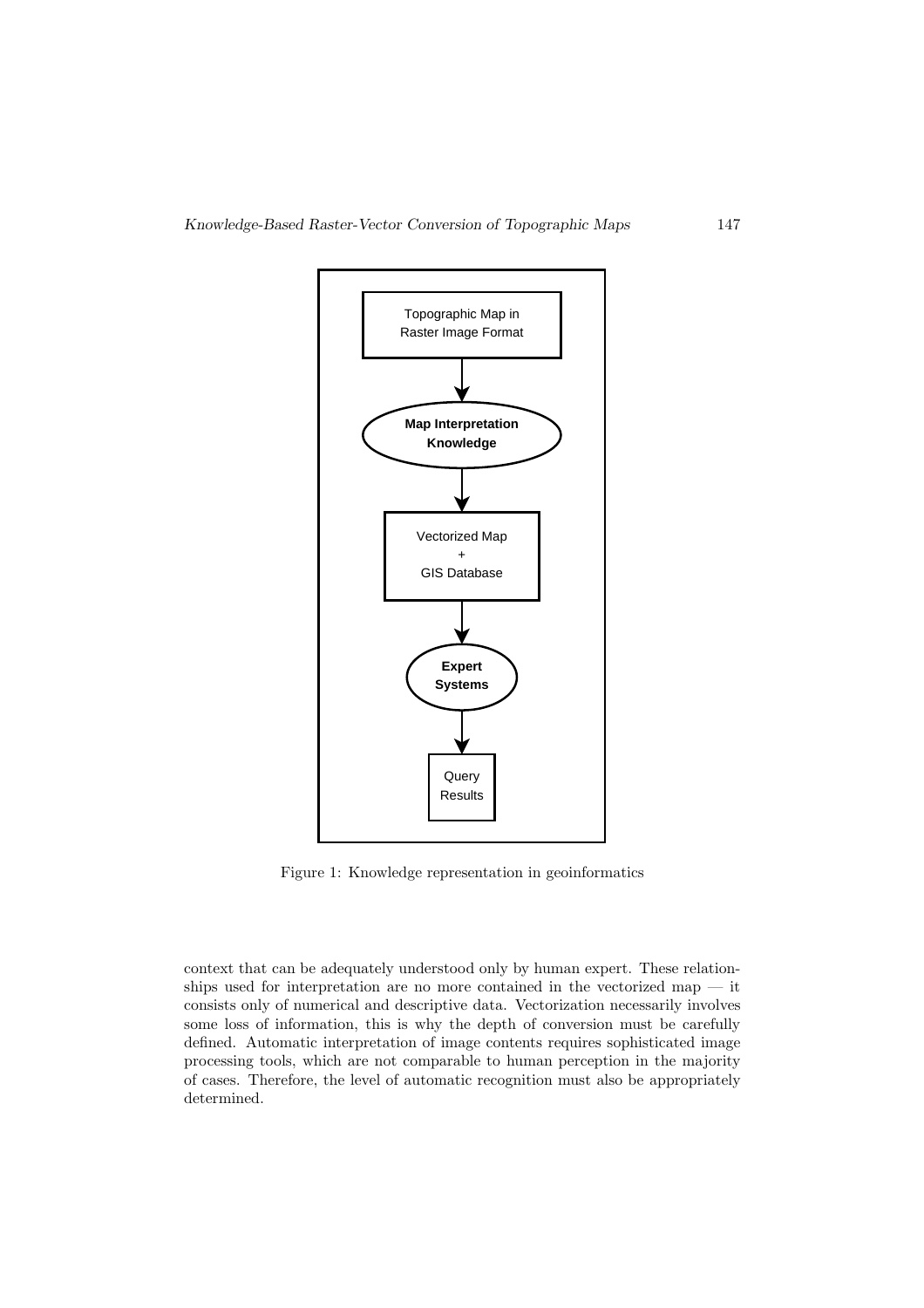Topographic Map in Raster Image Format

**Map Interpretation Knowledge**

Vectorized Map + GIS Database

**Expert Systems**

Query Results

Figure 1: Knowledge representation in geoinformatics

context that can be adequately understood only by human expert. These relationships used for interpretation are no more contained in the vectorized map — it consists only of numerical and descriptive data. Vectorization necessarily involves some loss of information, this is why the depth of conversion must be carefully defined. Automatic interpretation of image contents requires sophisticated image processing tools, which are not comparable to human perception in the majority of cases. Therefore, the level of automatic recognition must also be appropriately determined.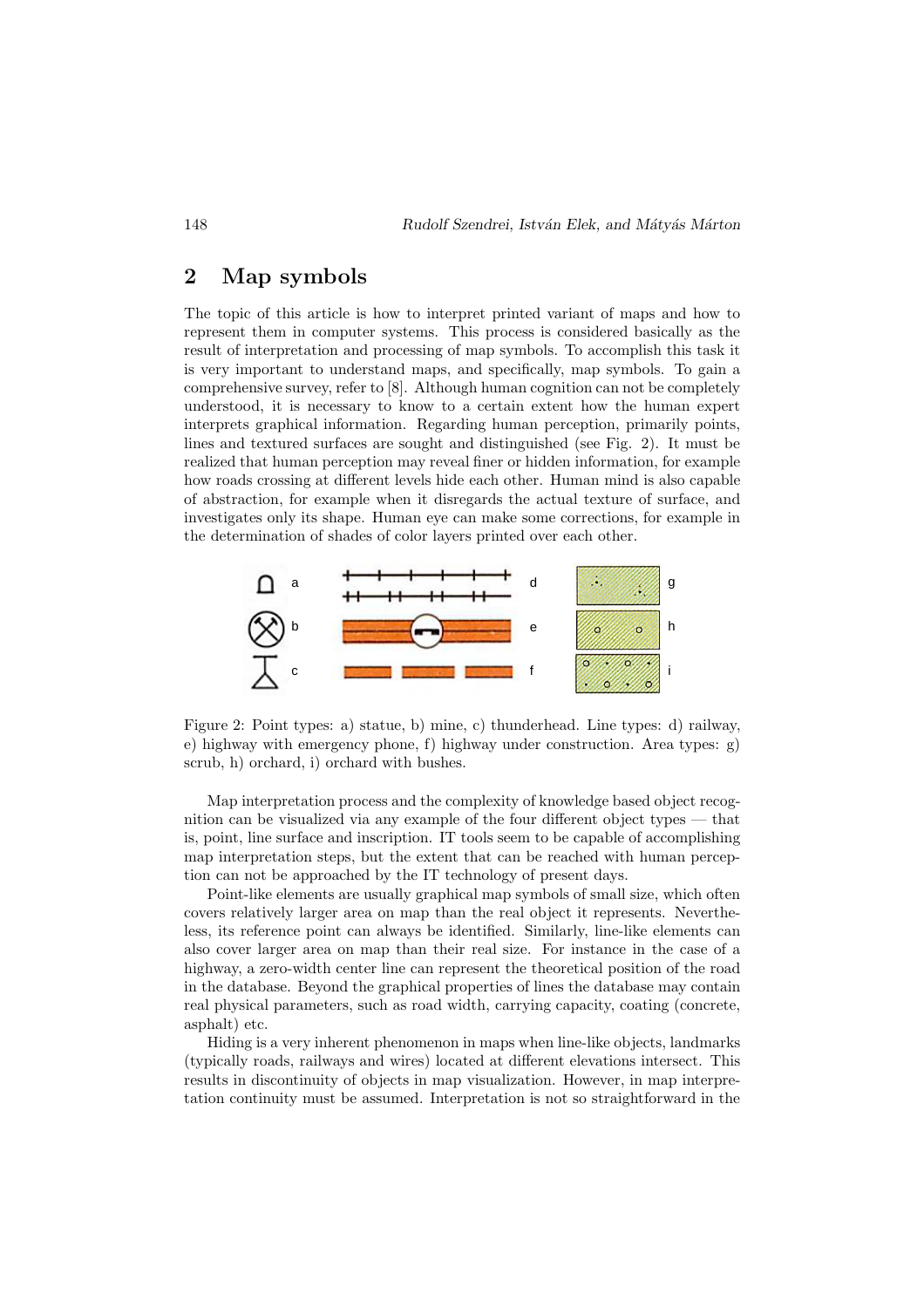## 2 Map symbols

The topic of this article is how to interpret printed variant of maps and how to represent them in computer systems. This process is considered basically as the result of interpretation and processing of map symbols. To accomplish this task it is very important to understand maps, and specifically, map symbols. To gain a comprehensive survey, refer to [8]. Although human cognition can not be completely understood, it is necessary to know to a certain extent how the human expert interprets graphical information. Regarding human perception, primarily points, lines and textured surfaces are sought and distinguished (see Fig. 2). It must be realized that human perception may reveal finer or hidden information, for example how roads crossing at different levels hide each other. Human mind is also capable of abstraction, for example when it disregards the actual texture of surface, and investigates only its shape. Human eye can make some corrections, for example in the determination of shades of color layers printed over each other.

Figure 2: Point types: a) statue, b) mine, c) thunderhead. Line types: d) railway, e) highway with emergency phone, f) highway under construction. Area types: g) scrub, h) orchard, i) orchard with bushes.

Map interpretation process and the complexity of knowledge based object recognition can be visualized via any example of the four different object types — that is, point, line surface and inscription. IT tools seem to be capable of accomplishing map interpretation steps, but the extent that can be reached with human perception can not be approached by the IT technology of present days.

Point-like elements are usually graphical map symbols of small size, which often covers relatively larger area on map than the real object it represents. Nevertheless, its reference point can always be identified. Similarly, line-like elements can also cover larger area on map than their real size. For instance in the case of a highway, a zero-width center line can represent the theoretical position of the road in the database. Beyond the graphical properties of lines the database may contain real physical parameters, such as road width, carrying capacity, coating (concrete, asphalt) etc.

Hiding is a very inherent phenomenon in maps when line-like objects, landmarks (typically roads, railways and wires) located at different elevations intersect. This results in discontinuity of objects in map visualization. However, in map interpretation continuity must be assumed. Interpretation is not so straightforward in the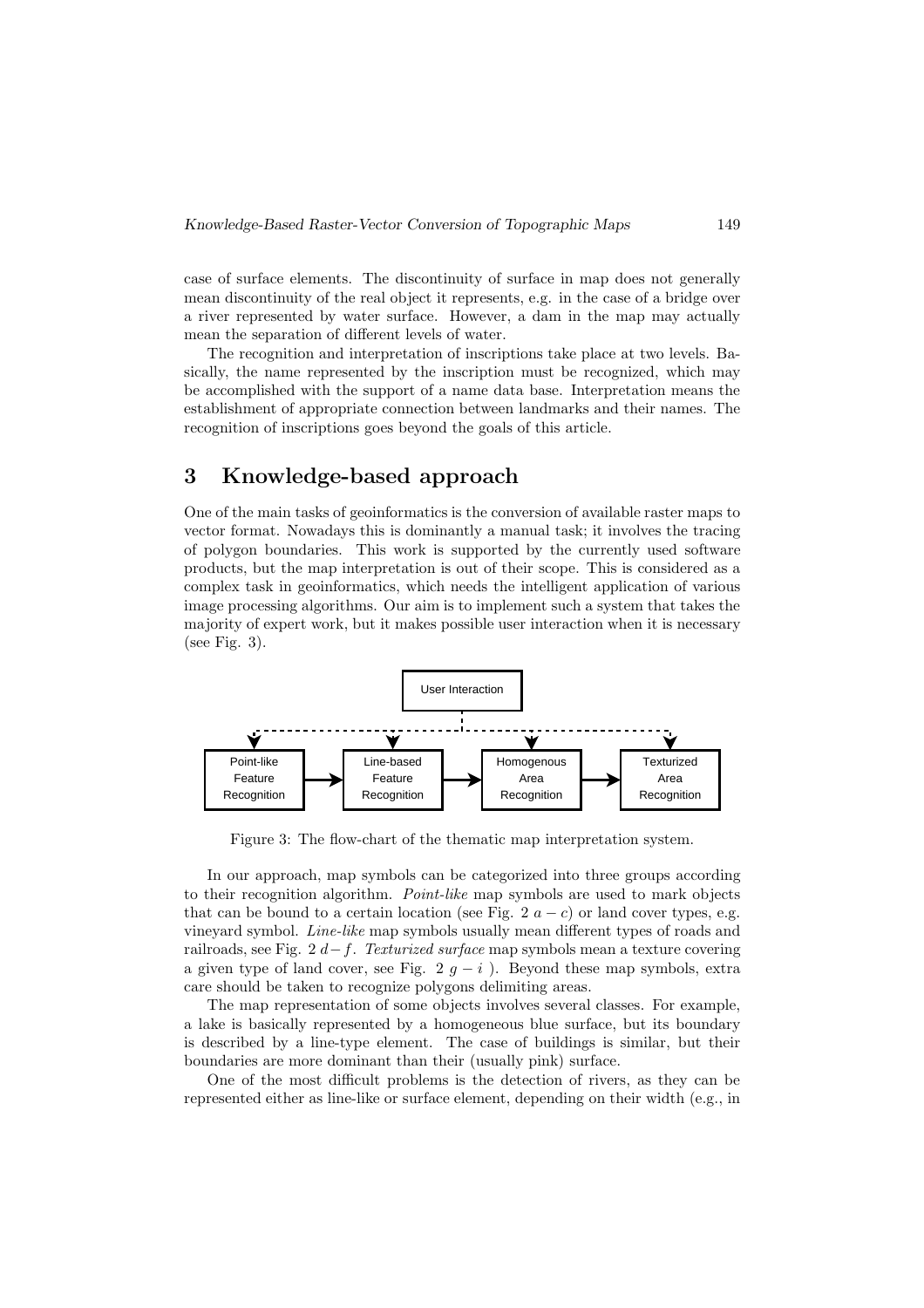case of surface elements. The discontinuity of surface in map does not generally mean discontinuity of the real object it represents, e.g. in the case of a bridge over a river represented by water surface. However, a dam in the map may actually mean the separation of different levels of water.

The recognition and interpretation of inscriptions take place at two levels. Basically, the name represented by the inscription must be recognized, which may be accomplished with the support of a name data base. Interpretation means the establishment of appropriate connection between landmarks and their names. The recognition of inscriptions goes beyond the goals of this article.

## 3 Knowledge-based approach

One of the main tasks of geoinformatics is the conversion of available raster maps to vector format. Nowadays this is dominantly a manual task; it involves the tracing of polygon boundaries. This work is supported by the currently used software products, but the map interpretation is out of their scope. This is considered as a complex task in geoinformatics, which needs the intelligent application of various image processing algorithms. Our aim is to implement such a system that takes the majority of expert work, but it makes possible user interaction when it is necessary (see Fig. 3).

User Interaction

Point-like Feature Recognition → Line-based Feature Recognition → Homogenous Area Recognition → Texturized Area Recognition

Figure 3: The flow-chart of the thematic map interpretation system.

In our approach, map symbols can be categorized into three groups according to their recognition algorithm. *Point-like* map symbols are used to mark objects that can be bound to a certain location (see Fig. 2 $a - c$) or land cover types, e.g. vineyard symbol. *Line-like* map symbols usually mean different types of roads and railroads, see Fig. 2 $d - f$. *Texturized surface* map symbols mean a texture covering a given type of land cover, see Fig. 2 $g - i$ ). Beyond these map symbols, extra care should be taken to recognize polygons delimiting areas.

The map representation of some objects involves several classes. For example, a lake is basically represented by a homogeneous blue surface, but its boundary is described by a line-type element. The case of buildings is similar, but their boundaries are more dominant than their (usually pink) surface.

One of the most difficult problems is the detection of rivers, as they can be represented either as line-like or surface element, depending on their width (e.g., in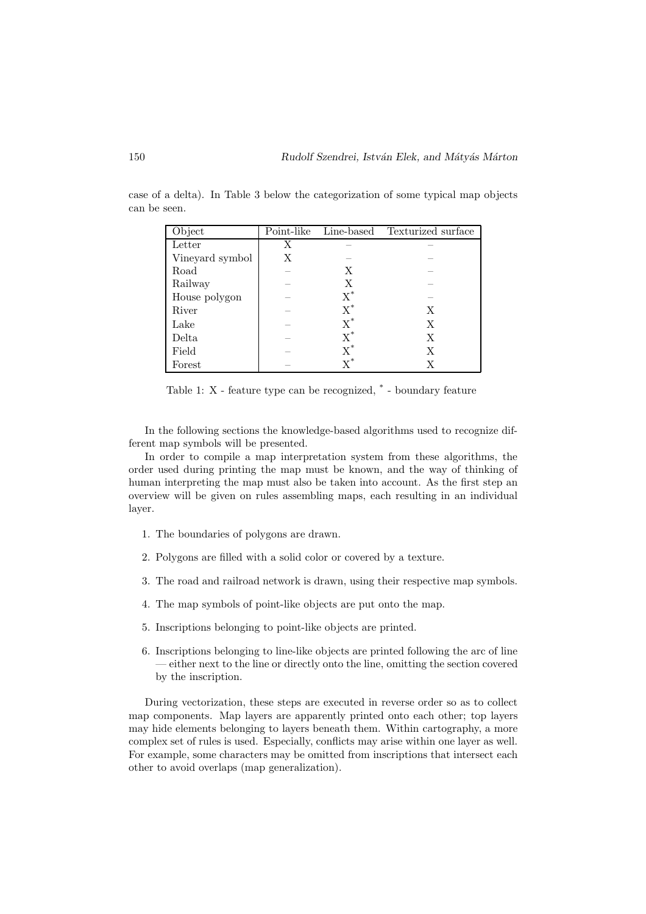case of a delta). In Table 3 below the categorization of some typical map objects can be seen.

| Object | Point-like | Line-based | Texturized surface |
|---|---|---|---|
| Letter | X | – | – |
| Vineyard symbol | X | – | – |
| Road | – | X | – |
| Railway | – | X | – |
| House polygon | – | X* | – |
| River | – | X* | X |
| Lake | – | X* | X |
| Delta | – | X* | X |
| Field | – | X* | X |
| Forest | – | X* | X |

Table 1: X - feature type can be recognized, * - boundary feature

In the following sections the knowledge-based algorithms used to recognize different map symbols will be presented.

In order to compile a map interpretation system from these algorithms, the order used during printing the map must be known, and the way of thinking of human interpreting the map must also be taken into account. As the first step an overview will be given on rules assembling maps, each resulting in an individual layer.

1. The boundaries of polygons are drawn.
2. Polygons are filled with a solid color or covered by a texture.
3. The road and railroad network is drawn, using their respective map symbols.
4. The map symbols of point-like objects are put onto the map.
5. Inscriptions belonging to point-like objects are printed.
6. Inscriptions belonging to line-like objects are printed following the arc of line — either next to the line or directly onto the line, omitting the section covered by the inscription.

During vectorization, these steps are executed in reverse order so as to collect map components. Map layers are apparently printed onto each other; top layers may hide elements belonging to layers beneath them. Within cartography, a more complex set of rules is used. Especially, conflicts may arise within one layer as well. For example, some characters may be omitted from inscriptions that intersect each other to avoid overlaps (map generalization).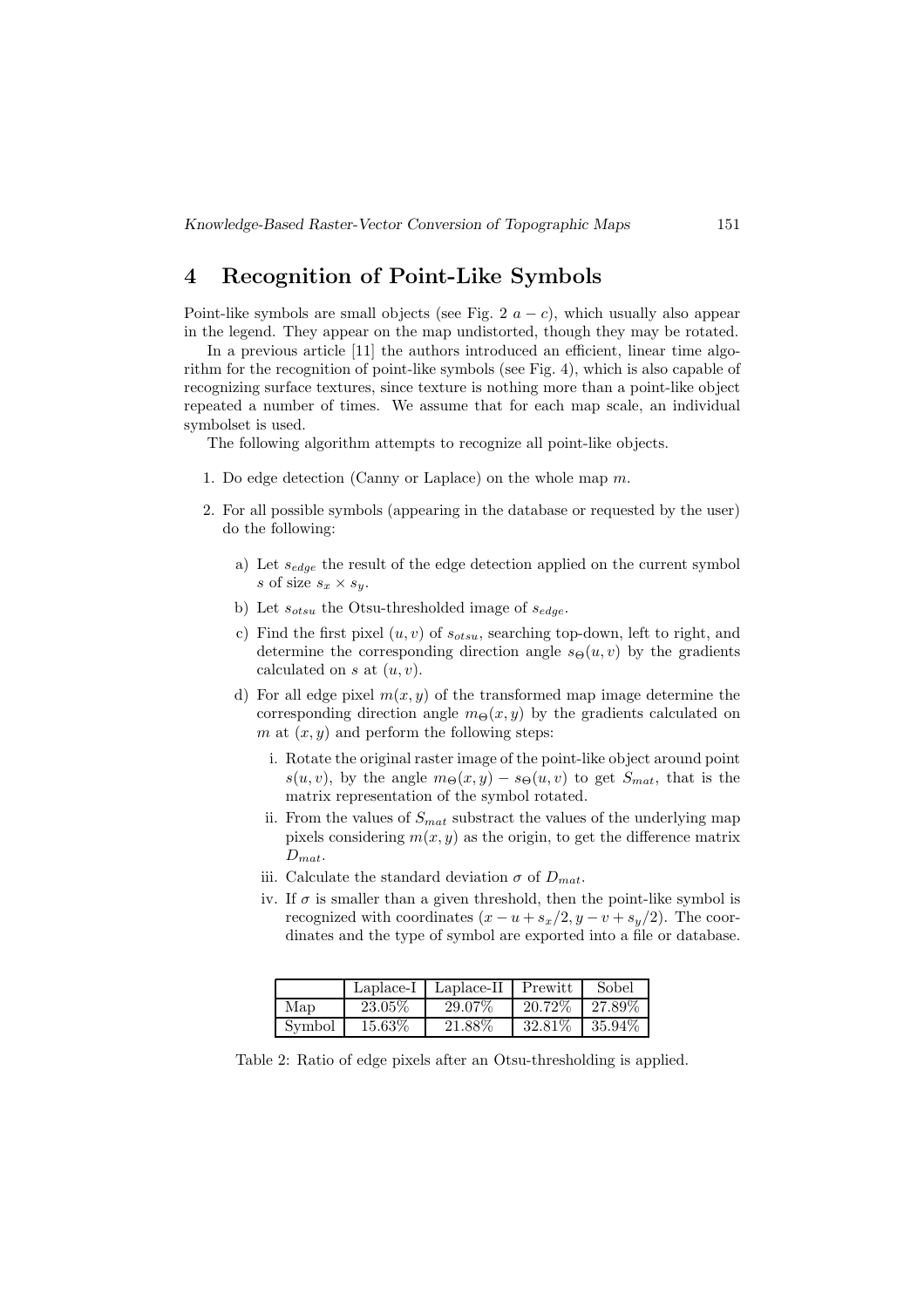# 4 Recognition of Point-Like Symbols

Point-like symbols are small objects (see Fig. 2 $a - c$), which usually also appear in the legend. They appear on the map undistorted, though they may be rotated.

In a previous article [11] the authors introduced an efficient, linear time algorithm for the recognition of point-like symbols (see Fig. 4), which is also capable of recognizing surface textures, since texture is nothing more than a point-like object repeated a number of times. We assume that for each map scale, an individual symbolset is used.

The following algorithm attempts to recognize all point-like objects.

1. Do edge detection (Canny or Laplace) on the whole map $m$.
2. For all possible symbols (appearing in the database or requested by the user) do the following:
   a) Let $s_{edge}$ the result of the edge detection applied on the current symbol $s$ of size $s_x \times s_y$.
   b) Let $s_{otsu}$ the Otsu-thresholded image of $s_{edge}$.
   c) Find the first pixel $(u, v)$ of $s_{otsu}$, searching top-down, left to right, and determine the corresponding direction angle $s_\Theta(u, v)$ by the gradients calculated on $s$ at $(u, v)$.
   d) For all edge pixel $m(x, y)$ of the transformed map image determine the corresponding direction angle $m_\Theta(x, y)$ by the gradients calculated on $m$ at $(x, y)$ and perform the following steps:
      i. Rotate the original raster image of the point-like object around point $s(u, v)$, by the angle $m_\Theta(x, y) - s_\Theta(u, v)$ to get $S_{mat}$, that is the matrix representation of the symbol rotated.
      ii. From the values of $S_{mat}$ substract the values of the underlying map pixels considering $m(x, y)$ as the origin, to get the difference matrix $D_{mat}$.
      iii. Calculate the standard deviation $\sigma$ of $D_{mat}$.
      iv. If $\sigma$ is smaller than a given threshold, then the point-like symbol is recognized with coordinates $(x - u + s_x/2, y - v + s_y/2)$. The coordinates and the type of symbol are exported into a file or database.

| | Laplace-I | Laplace-II | Prewitt | Sobel |
|---|---|---|---|---|
| Map | 23.05% | 29.07% | 20.72% | 27.89% |
| Symbol | 15.63% | 21.88% | 32.81% | 35.94% |

Table 2: Ratio of edge pixels after an Otsu-thresholding is applied.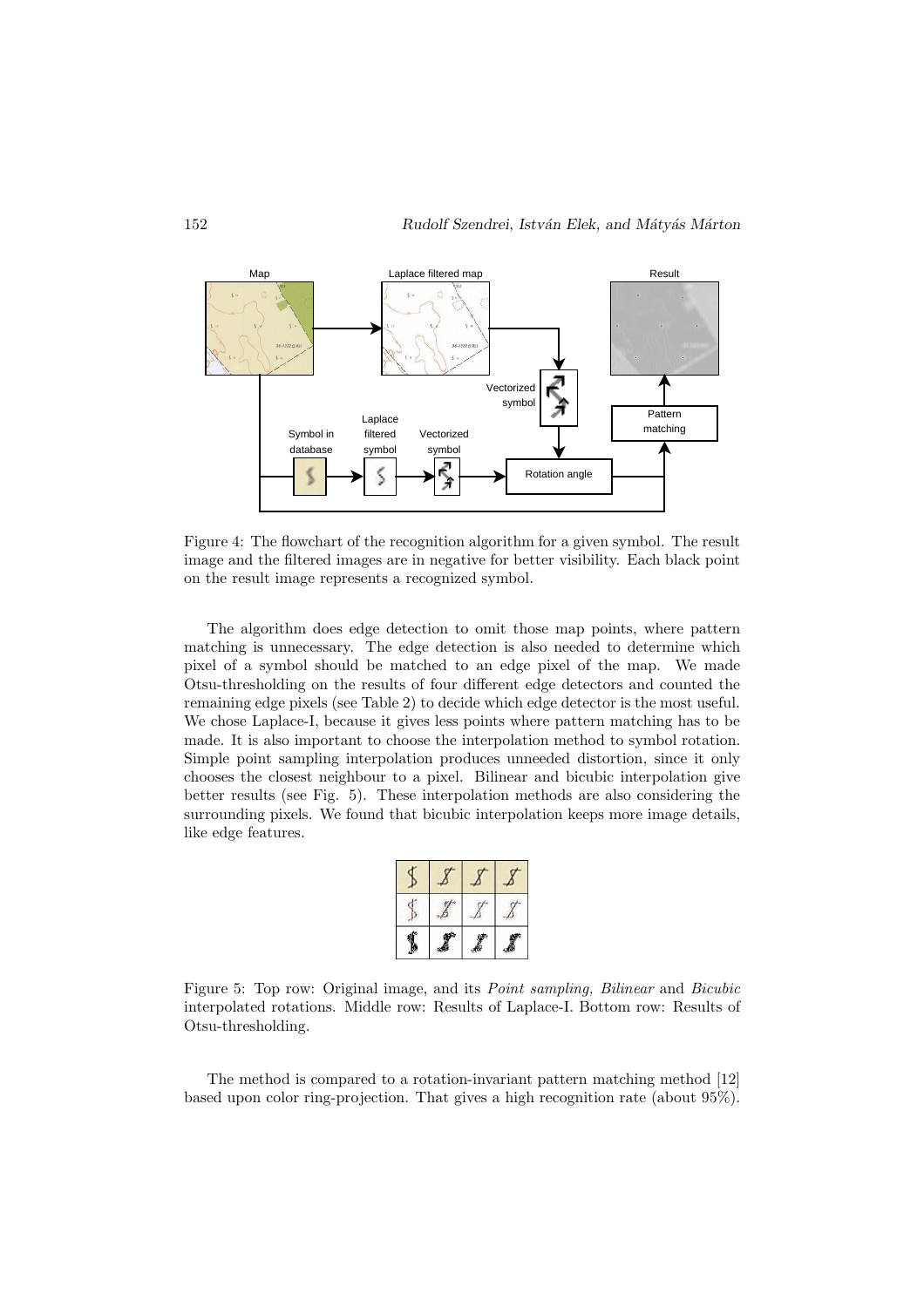Figure 4: The flowchart of the recognition algorithm for a given symbol. The result image and the filtered images are in negative for better visibility. Each black point on the result image represents a recognized symbol.

The algorithm does edge detection to omit those map points, where pattern matching is unnecessary. The edge detection is also needed to determine which pixel of a symbol should be matched to an edge pixel of the map. We made Otsu-thresholding on the results of four different edge detectors and counted the remaining edge pixels (see Table 2) to decide which edge detector is the most useful. We chose Laplace-I, because it gives less points where pattern matching has to be made. It is also important to choose the interpolation method to symbol rotation. Simple point sampling interpolation produces unneeded distortion, since it only chooses the closest neighbour to a pixel. Bilinear and bicubic interpolation give better results (see Fig. 5). These interpolation methods are also considering the surrounding pixels. We found that bicubic interpolation keeps more image details, like edge features.

Figure 5: Top row: Original image, and its *Point sampling, Bilinear* and *Bicubic* interpolated rotations. Middle row: Results of Laplace-I. Bottom row: Results of Otsu-thresholding.

The method is compared to a rotation-invariant pattern matching method [12] based upon color ring-projection. That gives a high recognition rate (about 95%).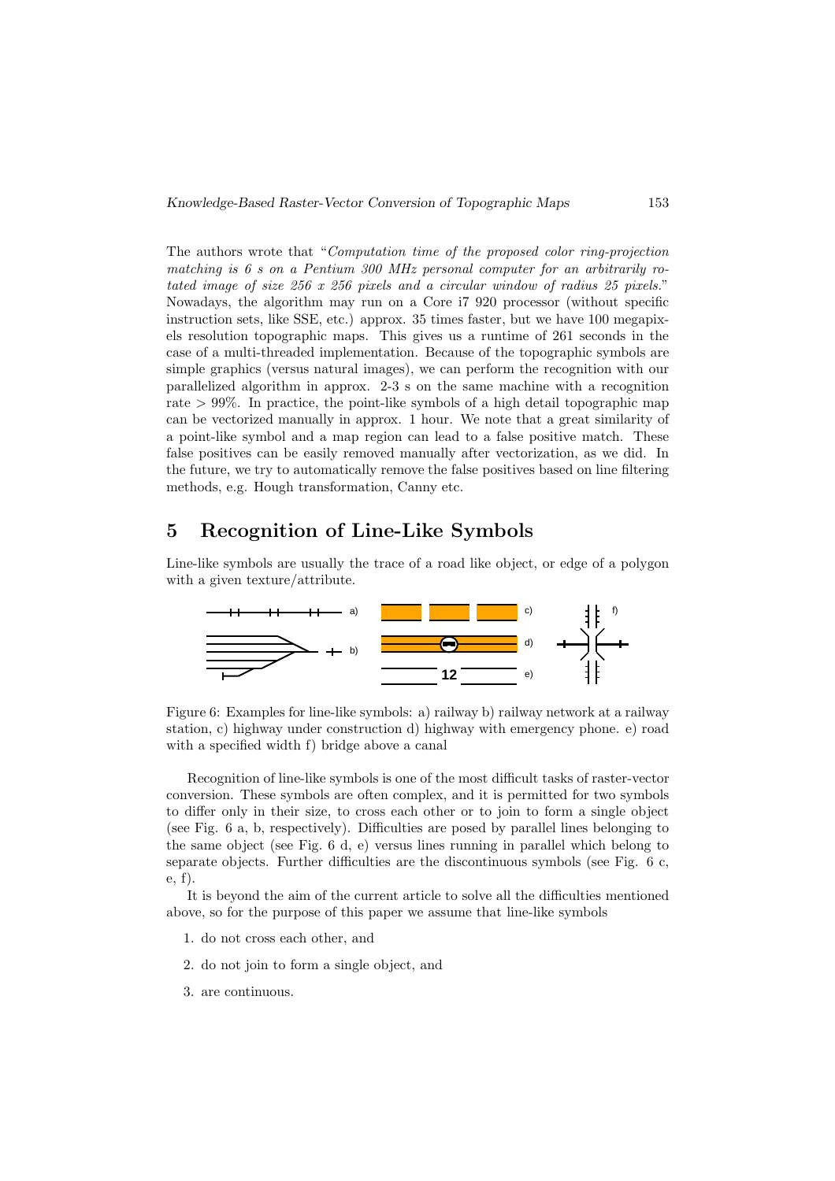The authors wrote that "*Computation time of the proposed color ring-projection matching is 6 s on a Pentium 300 MHz personal computer for an arbitrarily rotated image of size 256 x 256 pixels and a circular window of radius 25 pixels.*" Nowadays, the algorithm may run on a Core i7 920 processor (without specific instruction sets, like SSE, etc.) approx. 35 times faster, but we have 100 megapixels resolution topographic maps. This gives us a runtime of 261 seconds in the case of a multi-threaded implementation. Because of the topographic symbols are simple graphics (versus natural images), we can perform the recognition with our parallelized algorithm in approx. 2-3 s on the same machine with a recognition rate > 99%. In practice, the point-like symbols of a high detail topographic map can be vectorized manually in approx. 1 hour. We note that a great similarity of a point-like symbol and a map region can lead to a false positive match. These false positives can be easily removed manually after vectorization, as we did. In the future, we try to automatically remove the false positives based on line filtering methods, e.g. Hough transformation, Canny etc.

## 5 Recognition of Line-Like Symbols

Line-like symbols are usually the trace of a road like object, or edge of a polygon with a given texture/attribute.

Figure 6: Examples for line-like symbols: a) railway b) railway network at a railway station, c) highway under construction d) highway with emergency phone. e) road with a specified width f) bridge above a canal

Recognition of line-like symbols is one of the most difficult tasks of raster-vector conversion. These symbols are often complex, and it is permitted for two symbols to differ only in their size, to cross each other or to join to form a single object (see Fig. 6 a, b, respectively). Difficulties are posed by parallel lines belonging to the same object (see Fig. 6 d, e) versus lines running in parallel which belong to separate objects. Further difficulties are the discontinuous symbols (see Fig. 6 c, e, f).

It is beyond the aim of the current article to solve all the difficulties mentioned above, so for the purpose of this paper we assume that line-like symbols

1. do not cross each other, and
2. do not join to form a single object, and
3. are continuous.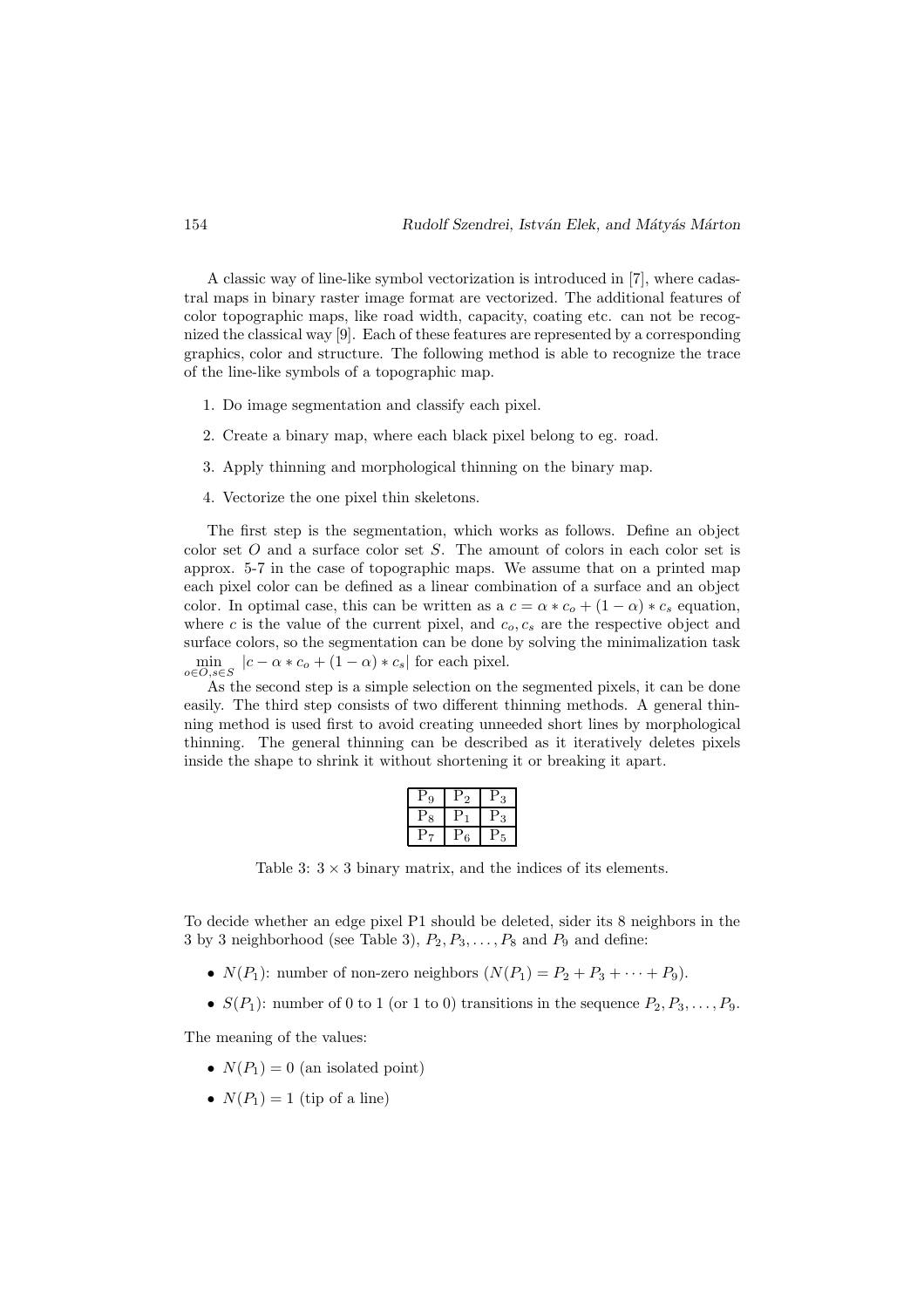A classic way of line-like symbol vectorization is introduced in [7], where cadastral maps in binary raster image format are vectorized. The additional features of color topographic maps, like road width, capacity, coating etc. can not be recognized the classical way [9]. Each of these features are represented by a corresponding graphics, color and structure. The following method is able to recognize the trace of the line-like symbols of a topographic map.

1. Do image segmentation and classify each pixel.
2. Create a binary map, where each black pixel belong to eg. road.
3. Apply thinning and morphological thinning on the binary map.
4. Vectorize the one pixel thin skeletons.

The first step is the segmentation, which works as follows. Define an object color set $O$ and a surface color set $S$. The amount of colors in each color set is approx. 5-7 in the case of topographic maps. We assume that on a printed map each pixel color can be defined as a linear combination of a surface and an object color. In optimal case, this can be written as a $c = \alpha * c_o + (1 - \alpha) * c_s$ equation, where $c$ is the value of the current pixel, and $c_o, c_s$ are the respective object and surface colors, so the segmentation can be done by solving the minimalization task $\min_{o \in O, s \in S} |c - \alpha * c_o + (1 - \alpha) * c_s|$ for each pixel.

As the second step is a simple selection on the segmented pixels, it can be done easily. The third step consists of two different thinning methods. A general thinning method is used first to avoid creating unneeded short lines by morphological thinning. The general thinning can be described as it iteratively deletes pixels inside the shape to shrink it without shortening it or breaking it apart.

| | | |
|---|---|---|
| $P_9$ | $P_2$ | $P_3$ |
| $P_8$ | $P_1$ | $P_3$ |
| $P_7$ | $P_6$ | $P_5$ |

Table 3: $3 \times 3$ binary matrix, and the indices of its elements.

To decide whether an edge pixel P1 should be deleted, sider its 8 neighbors in the 3 by 3 neighborhood (see Table 3), $P_2, P_3, \ldots, P_8$ and $P_9$ and define:

- $N(P_1)$: number of non-zero neighbors ($N(P_1) = P_2 + P_3 + \cdots + P_9$).
- $S(P_1)$: number of 0 to 1 (or 1 to 0) transitions in the sequence $P_2, P_3, \ldots, P_9$.

The meaning of the values:

- $N(P_1) = 0$ (an isolated point)
- $N(P_1) = 1$ (tip of a line)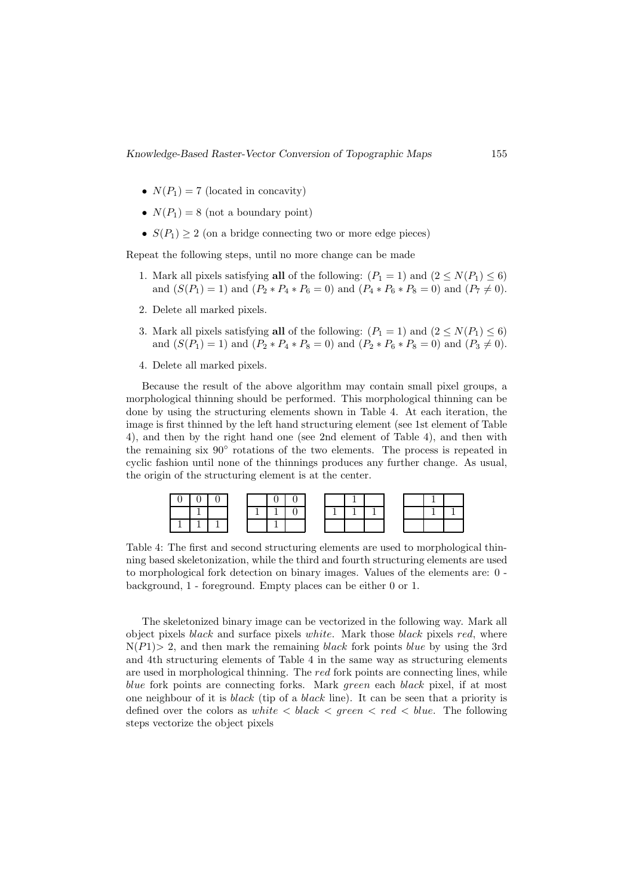- $N(P_1) = 7$ (located in concavity)
- $N(P_1) = 8$ (not a boundary point)
- $S(P_1) \geq 2$ (on a bridge connecting two or more edge pieces)

Repeat the following steps, until no more change can be made

1. Mark all pixels satisfying **all** of the following: $(P_1 = 1)$ and $(2 \leq N(P_1) \leq 6)$ and $(S(P_1) = 1)$ and $(P_2 * P_4 * P_6 = 0)$ and $(P_4 * P_6 * P_8 = 0)$ and $(P_7 \neq 0)$.
2. Delete all marked pixels.
3. Mark all pixels satisfying **all** of the following: $(P_1 = 1)$ and $(2 \leq N(P_1) \leq 6)$ and $(S(P_1) = 1)$ and $(P_2 * P_4 * P_8 = 0)$ and $(P_2 * P_6 * P_8 = 0)$ and $(P_3 \neq 0)$.
4. Delete all marked pixels.

Because the result of the above algorithm may contain small pixel groups, a morphological thinning should be performed. This morphological thinning can be done by using the structuring elements shown in Table 4. At each iteration, the image is first thinned by the left hand structuring element (see 1st element of Table 4), and then by the right hand one (see 2nd element of Table 4), and then with the remaining six 90° rotations of the two elements. The process is repeated in cyclic fashion until none of the thinnings produces any further change. As usual, the origin of the structuring element is at the center.

Element 1:

| | | |
|---|---|---|
| 0 | 0 | 0 |
| | 1 | |
| 1 | 1 | 1 |

Element 2:

| | | |
|---|---|---|
| | 0 | 0 |
| 1 | 1 | 0 |
| | 1 | |

Element 3:

| | | |
|---|---|---|
| | 1 | |
| 1 | 1 | 1 |
| | | |

Element 4:

| | | |
|---|---|---|
| | 1 | |
| | 1 | 1 |
| | | |

Table 4: The first and second structuring elements are used to morphological thinning based skeletonization, while the third and fourth structuring elements are used to morphological fork detection on binary images. Values of the elements are: 0 - background, 1 - foreground. Empty places can be either 0 or 1.

The skeletonized binary image can be vectorized in the following way. Mark all object pixels *black* and surface pixels *white*. Mark those *black* pixels *red*, where $N(P1) > 2$, and then mark the remaining *black* fork points *blue* by using the 3rd and 4th structuring elements of Table 4 in the same way as structuring elements are used in morphological thinning. The *red* fork points are connecting lines, while *blue* fork points are connecting forks. Mark *green* each *black* pixel, if at most one neighbour of it is *black* (tip of a *black* line). It can be seen that a priority is defined over the colors as *white* < *black* < *green* < *red* < *blue*. The following steps vectorize the object pixels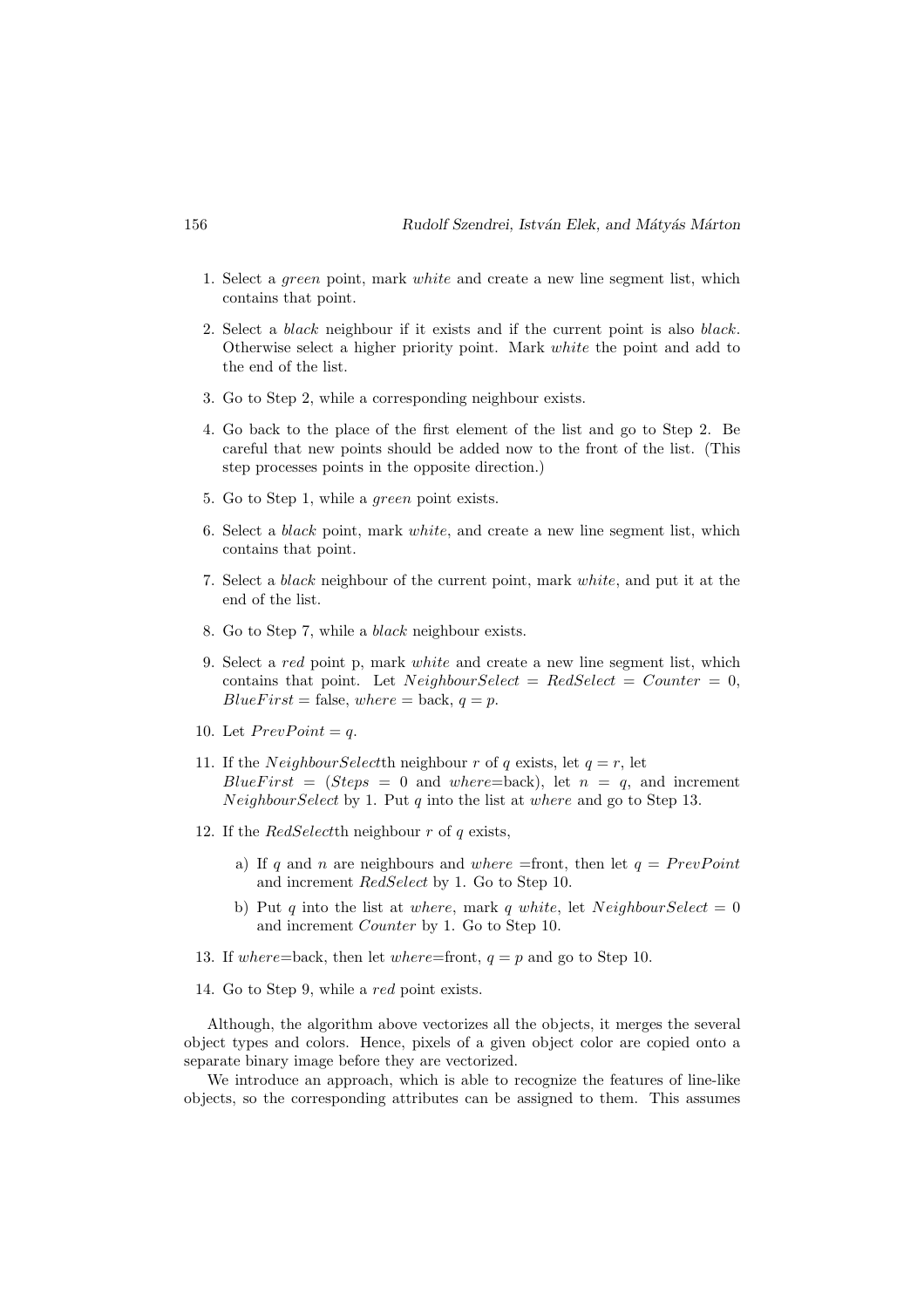1. Select a *green* point, mark *white* and create a new line segment list, which contains that point.

2. Select a *black* neighbour if it exists and if the current point is also *black*. Otherwise select a higher priority point. Mark *white* the point and add to the end of the list.

3. Go to Step 2, while a corresponding neighbour exists.

4. Go back to the place of the first element of the list and go to Step 2. Be careful that new points should be added now to the front of the list. (This step processes points in the opposite direction.)

5. Go to Step 1, while a *green* point exists.

6. Select a *black* point, mark *white*, and create a new line segment list, which contains that point.

7. Select a *black* neighbour of the current point, mark *white*, and put it at the end of the list.

8. Go to Step 7, while a *black* neighbour exists.

9. Select a *red* point p, mark *white* and create a new line segment list, which contains that point. Let $NeighbourSelect = RedSelect = Counter = 0$, $BlueFirst =$ false, $where =$ back, $q = p$.

10. Let $PrevPoint = q$.

11. If the $NeighbourSelect$th neighbour $r$ of $q$ exists, let $q = r$, let $BlueFirst = (Steps = 0$ and $where{=}$back$)$, let $n = q$, and increment $NeighbourSelect$ by 1. Put $q$ into the list at $where$ and go to Step 13.

12. If the $RedSelect$th neighbour $r$ of $q$ exists,

    a) If $q$ and $n$ are neighbours and $where$ =front, then let $q = PrevPoint$ and increment $RedSelect$ by 1. Go to Step 10.

    b) Put $q$ into the list at $where$, mark $q$ *white*, let $NeighbourSelect = 0$ and increment $Counter$ by 1. Go to Step 10.

13. If $where{=}$back, then let $where{=}$front, $q = p$ and go to Step 10.

14. Go to Step 9, while a *red* point exists.

Although, the algorithm above vectorizes all the objects, it merges the several object types and colors. Hence, pixels of a given object color are copied onto a separate binary image before they are vectorized.

We introduce an approach, which is able to recognize the features of line-like objects, so the corresponding attributes can be assigned to them. This assumes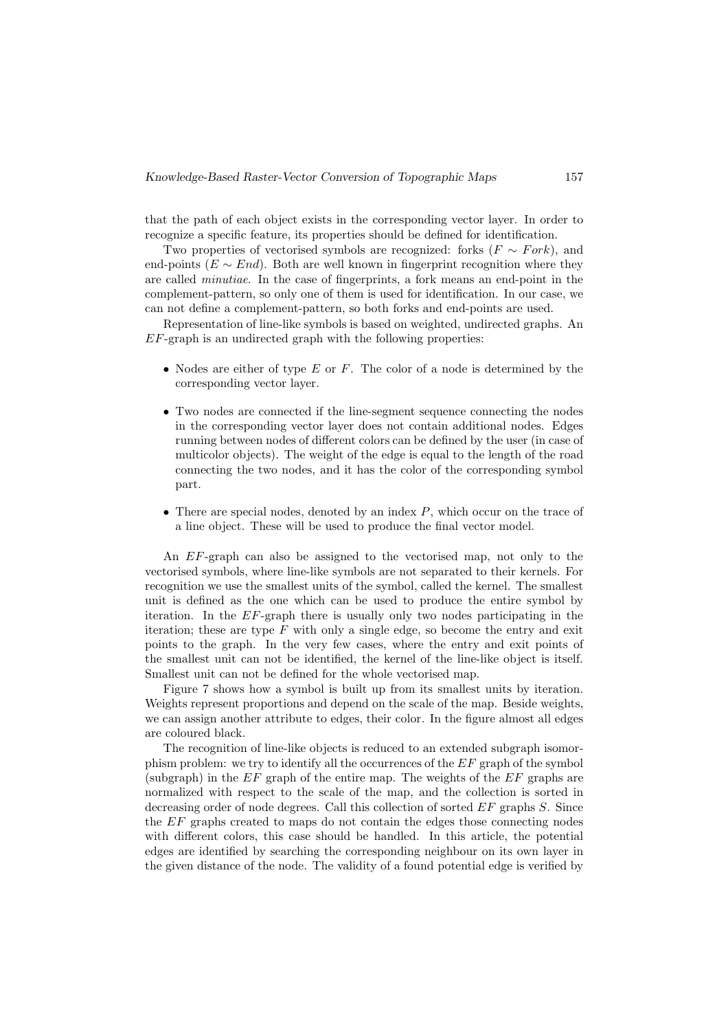that the path of each object exists in the corresponding vector layer. In order to recognize a specific feature, its properties should be defined for identification.

Two properties of vectorised symbols are recognized: forks ($F \sim Fork$), and end-points ($E \sim End$). Both are well known in fingerprint recognition where they are called *minutiae*. In the case of fingerprints, a fork means an end-point in the complement-pattern, so only one of them is used for identification. In our case, we can not define a complement-pattern, so both forks and end-points are used.

Representation of line-like symbols is based on weighted, undirected graphs. An $EF$-graph is an undirected graph with the following properties:

- Nodes are either of type $E$ or $F$. The color of a node is determined by the corresponding vector layer.
- Two nodes are connected if the line-segment sequence connecting the nodes in the corresponding vector layer does not contain additional nodes. Edges running between nodes of different colors can be defined by the user (in case of multicolor objects). The weight of the edge is equal to the length of the road connecting the two nodes, and it has the color of the corresponding symbol part.
- There are special nodes, denoted by an index $P$, which occur on the trace of a line object. These will be used to produce the final vector model.

An $EF$-graph can also be assigned to the vectorised map, not only to the vectorised symbols, where line-like symbols are not separated to their kernels. For recognition we use the smallest units of the symbol, called the kernel. The smallest unit is defined as the one which can be used to produce the entire symbol by iteration. In the $EF$-graph there is usually only two nodes participating in the iteration; these are type $F$ with only a single edge, so become the entry and exit points to the graph. In the very few cases, where the entry and exit points of the smallest unit can not be identified, the kernel of the line-like object is itself. Smallest unit can not be defined for the whole vectorised map.

Figure 7 shows how a symbol is built up from its smallest units by iteration. Weights represent proportions and depend on the scale of the map. Beside weights, we can assign another attribute to edges, their color. In the figure almost all edges are coloured black.

The recognition of line-like objects is reduced to an extended subgraph isomorphism problem: we try to identify all the occurrences of the $EF$ graph of the symbol (subgraph) in the $EF$ graph of the entire map. The weights of the $EF$ graphs are normalized with respect to the scale of the map, and the collection is sorted in decreasing order of node degrees. Call this collection of sorted $EF$ graphs $S$. Since the $EF$ graphs created to maps do not contain the edges those connecting nodes with different colors, this case should be handled. In this article, the potential edges are identified by searching the corresponding neighbour on its own layer in the given distance of the node. The validity of a found potential edge is verified by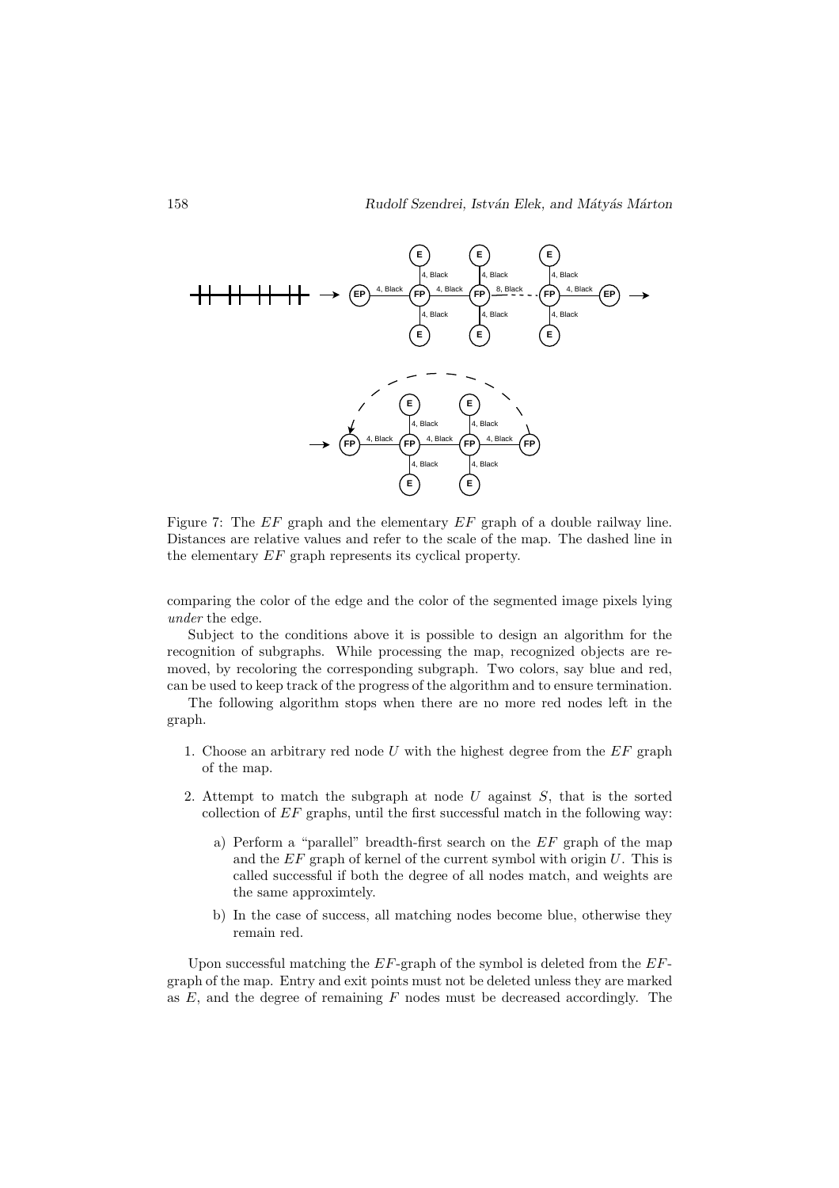Figure 7: The $EF$ graph and the elementary $EF$ graph of a double railway line. Distances are relative values and refer to the scale of the map. The dashed line in the elementary $EF$ graph represents its cyclical property.

comparing the color of the edge and the color of the segmented image pixels lying *under* the edge.

Subject to the conditions above it is possible to design an algorithm for the recognition of subgraphs. While processing the map, recognized objects are removed, by recoloring the corresponding subgraph. Two colors, say blue and red, can be used to keep track of the progress of the algorithm and to ensure termination.

The following algorithm stops when there are no more red nodes left in the graph.

1. Choose an arbitrary red node $U$ with the highest degree from the $EF$ graph of the map.
2. Attempt to match the subgraph at node $U$ against $S$, that is the sorted collection of $EF$ graphs, until the first successful match in the following way:
   a) Perform a "parallel" breadth-first search on the $EF$ graph of the map and the $EF$ graph of kernel of the current symbol with origin $U$. This is called successful if both the degree of all nodes match, and weights are the same approximtely.
   b) In the case of success, all matching nodes become blue, otherwise they remain red.

Upon successful matching the $EF$-graph of the symbol is deleted from the $EF$-graph of the map. Entry and exit points must not be deleted unless they are marked as $E$, and the degree of remaining $F$ nodes must be decreased accordingly. The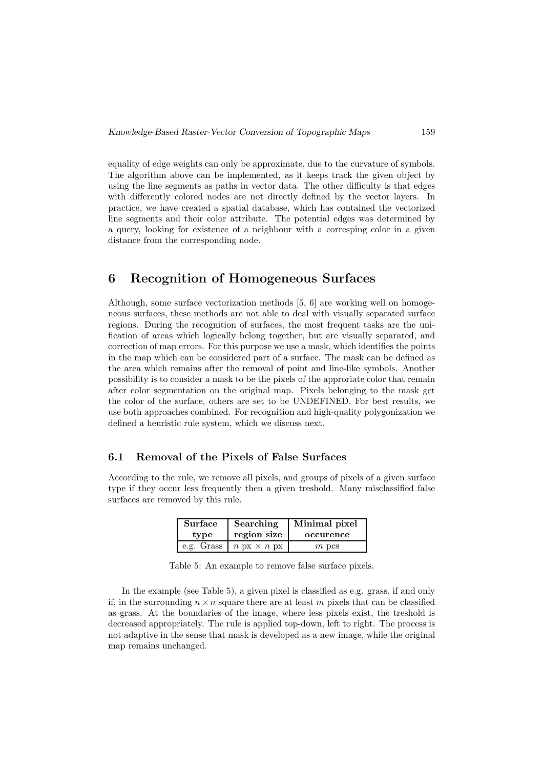equality of edge weights can only be approximate, due to the curvature of symbols. The algorithm above can be implemented, as it keeps track the given object by using the line segments as paths in vector data. The other difficulty is that edges with differently colored nodes are not directly defined by the vector layers. In practice, we have created a spatial database, which has contained the vectorized line segments and their color attribute. The potential edges was determined by a query, looking for existence of a neighbour with a corresping color in a given distance from the corresponding node.

## 6 Recognition of Homogeneous Surfaces

Although, some surface vectorization methods [5, 6] are working well on homogeneous surfaces, these methods are not able to deal with visually separated surface regions. During the recognition of surfaces, the most frequent tasks are the unification of areas which logically belong together, but are visually separated, and correction of map errors. For this purpose we use a mask, which identifies the points in the map which can be considered part of a surface. The mask can be defined as the area which remains after the removal of point and line-like symbols. Another possibility is to consider a mask to be the pixels of the approriate color that remain after color segmentation on the original map. Pixels belonging to the mask get the color of the surface, others are set to be UNDEFINED. For best results, we use both approaches combined. For recognition and high-quality polygonization we defined a heuristic rule system, which we discuss next.

### 6.1 Removal of the Pixels of False Surfaces

According to the rule, we remove all pixels, and groups of pixels of a given surface type if they occur less frequently then a given treshold. Many misclassified false surfaces are removed by this rule.

| **Surface type** | **Searching region size** | **Minimal pixel occurence** |
|---|---|---|
| e.g. Grass | $n$ px $\times$ $n$ px | $m$ pcs |

Table 5: An example to remove false surface pixels.

In the example (see Table 5), a given pixel is classified as e.g. grass, if and only if, in the surrounding $n \times n$ square there are at least $m$ pixels that can be classified as grass. At the boundaries of the image, where less pixels exist, the treshold is decreased appropriately. The rule is applied top-down, left to right. The process is not adaptive in the sense that mask is developed as a new image, while the original map remains unchanged.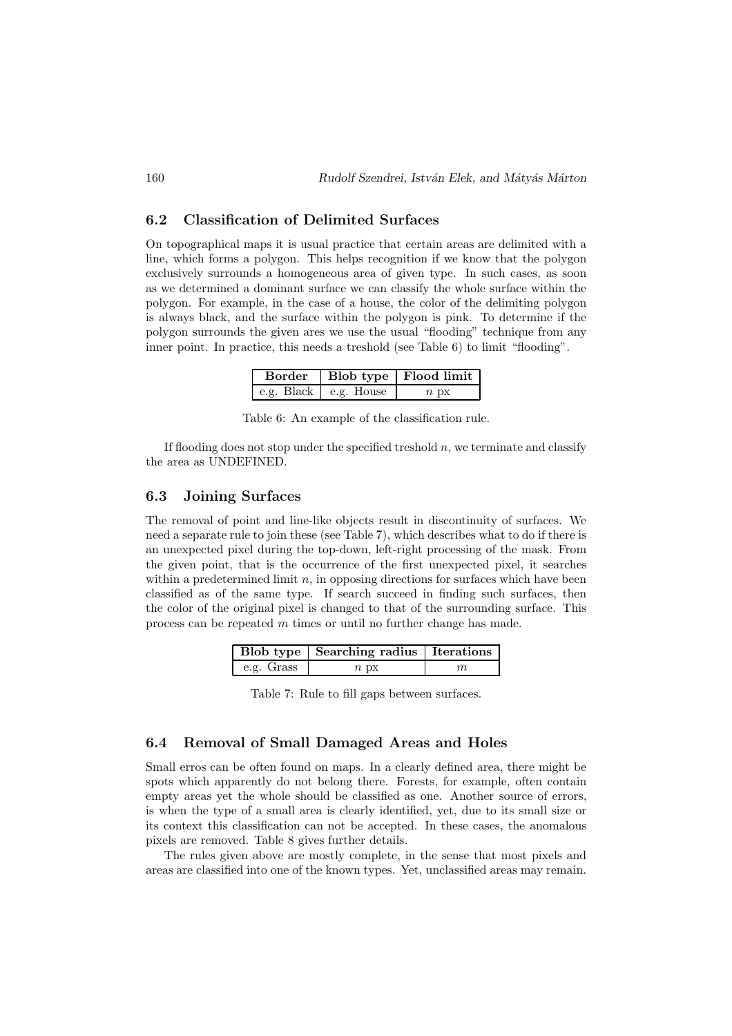## 6.2 Classification of Delimited Surfaces

On topographical maps it is usual practice that certain areas are delimited with a line, which forms a polygon. This helps recognition if we know that the polygon exclusively surrounds a homogeneous area of given type. In such cases, as soon as we determined a dominant surface we can classify the whole surface within the polygon. For example, in the case of a house, the color of the delimiting polygon is always black, and the surface within the polygon is pink. To determine if the polygon surrounds the given ares we use the usual "flooding" technique from any inner point. In practice, this needs a treshold (see Table 6) to limit "flooding".

| **Border** | **Blob type** | **Flood limit** |
| --- | --- | --- |
| e.g. Black | e.g. House | $n$ px |

Table 6: An example of the classification rule.

If flooding does not stop under the specified treshold $n$, we terminate and classify the area as UNDEFINED.

## 6.3 Joining Surfaces

The removal of point and line-like objects result in discontinuity of surfaces. We need a separate rule to join these (see Table 7), which describes what to do if there is an unexpected pixel during the top-down, left-right processing of the mask. From the given point, that is the occurrence of the first unexpected pixel, it searches within a predetermined limit $n$, in opposing directions for surfaces which have been classified as of the same type. If search succeed in finding such surfaces, then the color of the original pixel is changed to that of the surrounding surface. This process can be repeated $m$ times or until no further change has made.

| **Blob type** | **Searching radius** | **Iterations** |
| --- | --- | --- |
| e.g. Grass | $n$ px | $m$ |

Table 7: Rule to fill gaps between surfaces.

## 6.4 Removal of Small Damaged Areas and Holes

Small erros can be often found on maps. In a clearly defined area, there might be spots which apparently do not belong there. Forests, for example, often contain empty areas yet the whole should be classified as one. Another source of errors, is when the type of a small area is clearly identified, yet, due to its small size or its context this classification can not be accepted. In these cases, the anomalous pixels are removed. Table 8 gives further details.

The rules given above are mostly complete, in the sense that most pixels and areas are classified into one of the known types. Yet, unclassified areas may remain.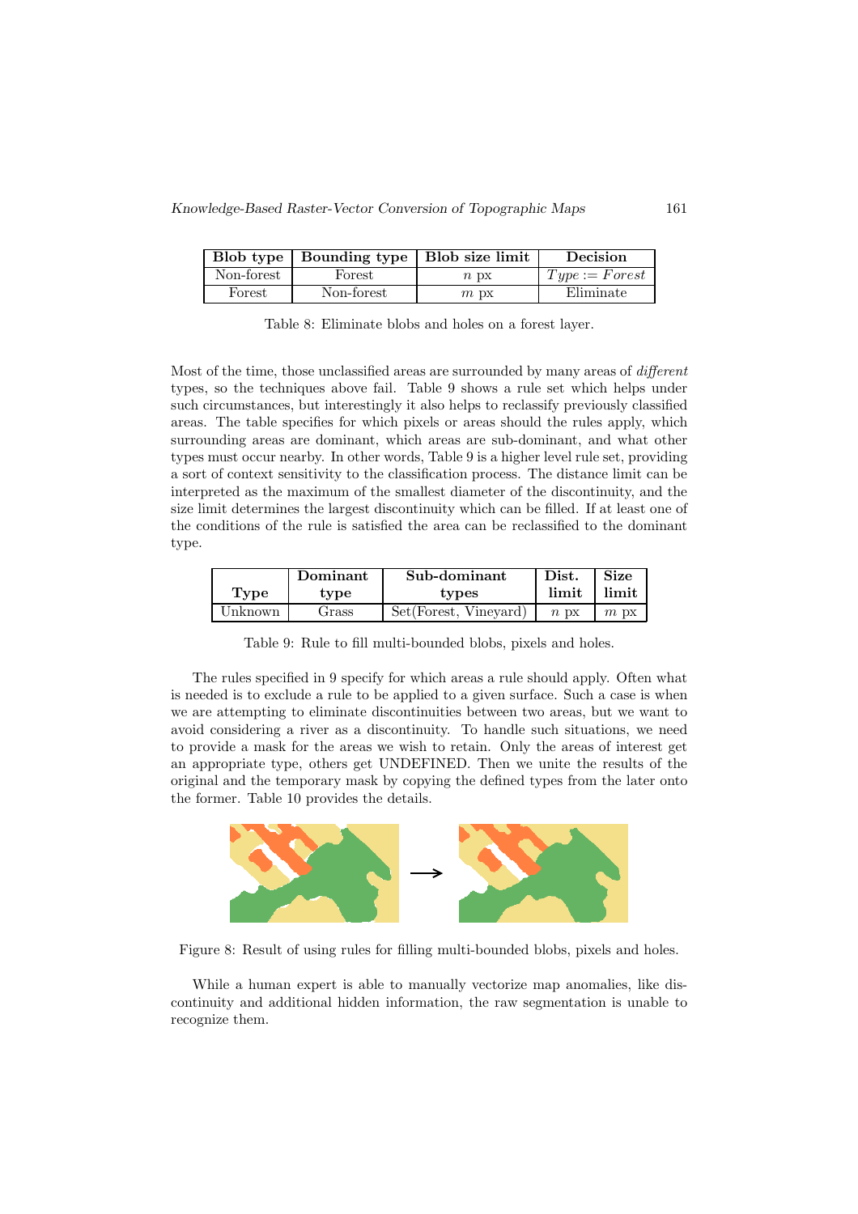| Blob type | Bounding type | Blob size limit | Decision |
|---|---|---|---|
| Non-forest | Forest | $n$ px | $Type := Forest$ |
| Forest | Non-forest | $m$ px | Eliminate |

Table 8: Eliminate blobs and holes on a forest layer.

Most of the time, those unclassified areas are surrounded by many areas of *different* types, so the techniques above fail. Table 9 shows a rule set which helps under such circumstances, but interestingly it also helps to reclassify previously classified areas. The table specifies for which pixels or areas should the rules apply, which surrounding areas are dominant, which areas are sub-dominant, and what other types must occur nearby. In other words, Table 9 is a higher level rule set, providing a sort of context sensitivity to the classification process. The distance limit can be interpreted as the maximum of the smallest diameter of the discontinuity, and the size limit determines the largest discontinuity which can be filled. If at least one of the conditions of the rule is satisfied the area can be reclassified to the dominant type.

| Type | Dominant type | Sub-dominant types | Dist. limit | Size limit |
|---|---|---|---|---|
| Unknown | Grass | Set(Forest, Vineyard) | $n$ px | $m$ px |

Table 9: Rule to fill multi-bounded blobs, pixels and holes.

The rules specified in 9 specify for which areas a rule should apply. Often what is needed is to exclude a rule to be applied to a given surface. Such a case is when we are attempting to eliminate discontinuities between two areas, but we want to avoid considering a river as a discontinuity. To handle such situations, we need to provide a mask for the areas we wish to retain. Only the areas of interest get an appropriate type, others get UNDEFINED. Then we unite the results of the original and the temporary mask by copying the defined types from the later onto the former. Table 10 provides the details.

Figure 8: Result of using rules for filling multi-bounded blobs, pixels and holes.

While a human expert is able to manually vectorize map anomalies, like discontinuity and additional hidden information, the raw segmentation is unable to recognize them.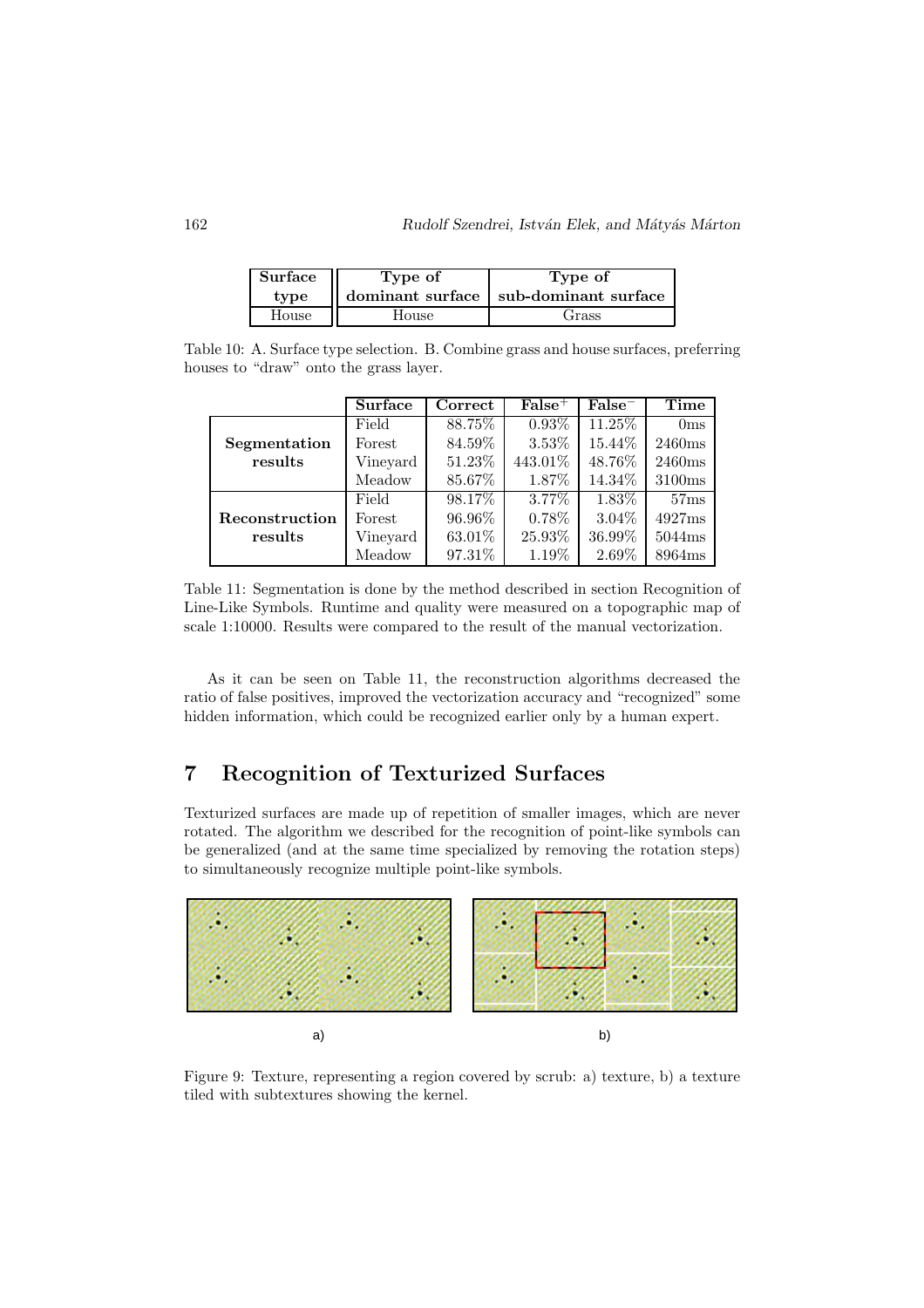| Surface type | Type of dominant surface | Type of sub-dominant surface |
|---|---|---|
| House | House | Grass |

Table 10: A. Surface type selection. B. Combine grass and house surfaces, preferring houses to "draw" onto the grass layer.

| | Surface | Correct | False$^{+}$ | False$^{-}$ | Time |
|---|---|---|---|---|---|
| **Segmentation results** | Field | 88.75% | 0.93% | 11.25% | 0ms |
| | Forest | 84.59% | 3.53% | 15.44% | 2460ms |
| | Vineyard | 51.23% | 443.01% | 48.76% | 2460ms |
| | Meadow | 85.67% | 1.87% | 14.34% | 3100ms |
| **Reconstruction results** | Field | 98.17% | 3.77% | 1.83% | 57ms |
| | Forest | 96.96% | 0.78% | 3.04% | 4927ms |
| | Vineyard | 63.01% | 25.93% | 36.99% | 5044ms |
| | Meadow | 97.31% | 1.19% | 2.69% | 8964ms |

Table 11: Segmentation is done by the method described in section Recognition of Line-Like Symbols. Runtime and quality were measured on a topographic map of scale 1:10000. Results were compared to the result of the manual vectorization.

As it can be seen on Table 11, the reconstruction algorithms decreased the ratio of false positives, improved the vectorization accuracy and "recognized" some hidden information, which could be recognized earlier only by a human expert.

# 7 Recognition of Texturized Surfaces

Texturized surfaces are made up of repetition of smaller images, which are never rotated. The algorithm we described for the recognition of point-like symbols can be generalized (and at the same time specialized by removing the rotation steps) to simultaneously recognize multiple point-like symbols.

a) b)

Figure 9: Texture, representing a region covered by scrub: a) texture, b) a texture tiled with subtextures showing the kernel.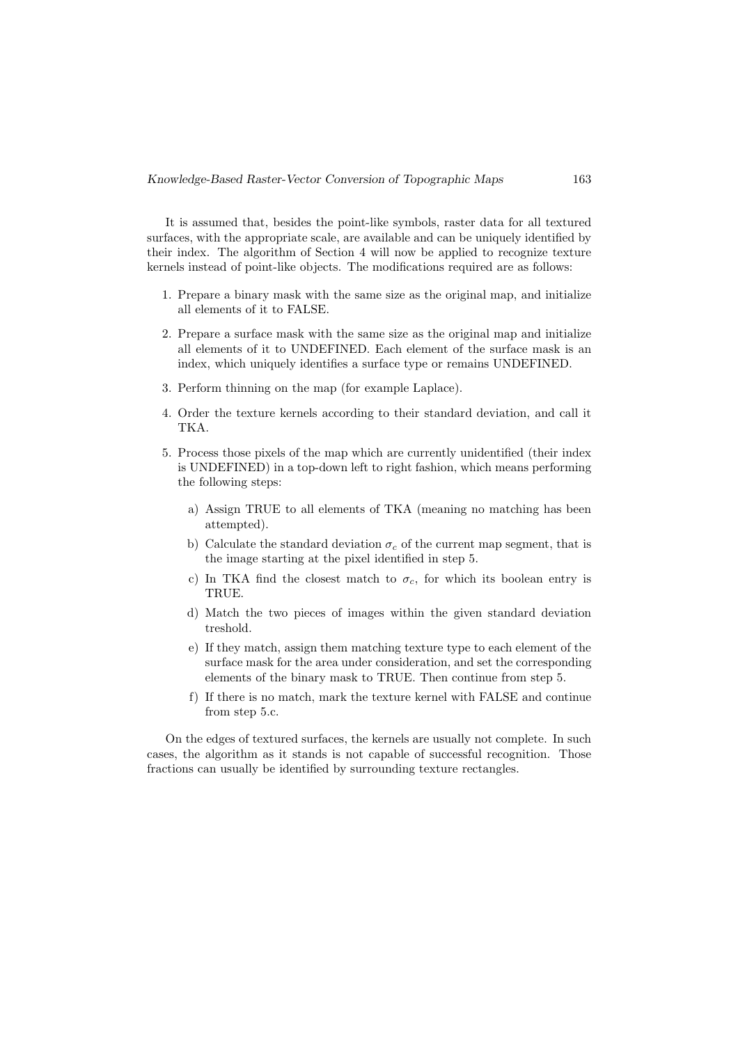It is assumed that, besides the point-like symbols, raster data for all textured surfaces, with the appropriate scale, are available and can be uniquely identified by their index. The algorithm of Section 4 will now be applied to recognize texture kernels instead of point-like objects. The modifications required are as follows:

1. Prepare a binary mask with the same size as the original map, and initialize all elements of it to FALSE.
2. Prepare a surface mask with the same size as the original map and initialize all elements of it to UNDEFINED. Each element of the surface mask is an index, which uniquely identifies a surface type or remains UNDEFINED.
3. Perform thinning on the map (for example Laplace).
4. Order the texture kernels according to their standard deviation, and call it TKA.
5. Process those pixels of the map which are currently unidentified (their index is UNDEFINED) in a top-down left to right fashion, which means performing the following steps:
   a) Assign TRUE to all elements of TKA (meaning no matching has been attempted).
   b) Calculate the standard deviation $\sigma_c$ of the current map segment, that is the image starting at the pixel identified in step 5.
   c) In TKA find the closest match to $\sigma_c$, for which its boolean entry is TRUE.
   d) Match the two pieces of images within the given standard deviation treshold.
   e) If they match, assign them matching texture type to each element of the surface mask for the area under consideration, and set the corresponding elements of the binary mask to TRUE. Then continue from step 5.
   f) If there is no match, mark the texture kernel with FALSE and continue from step 5.c.

On the edges of textured surfaces, the kernels are usually not complete. In such cases, the algorithm as it stands is not capable of successful recognition. Those fractions can usually be identified by surrounding texture rectangles.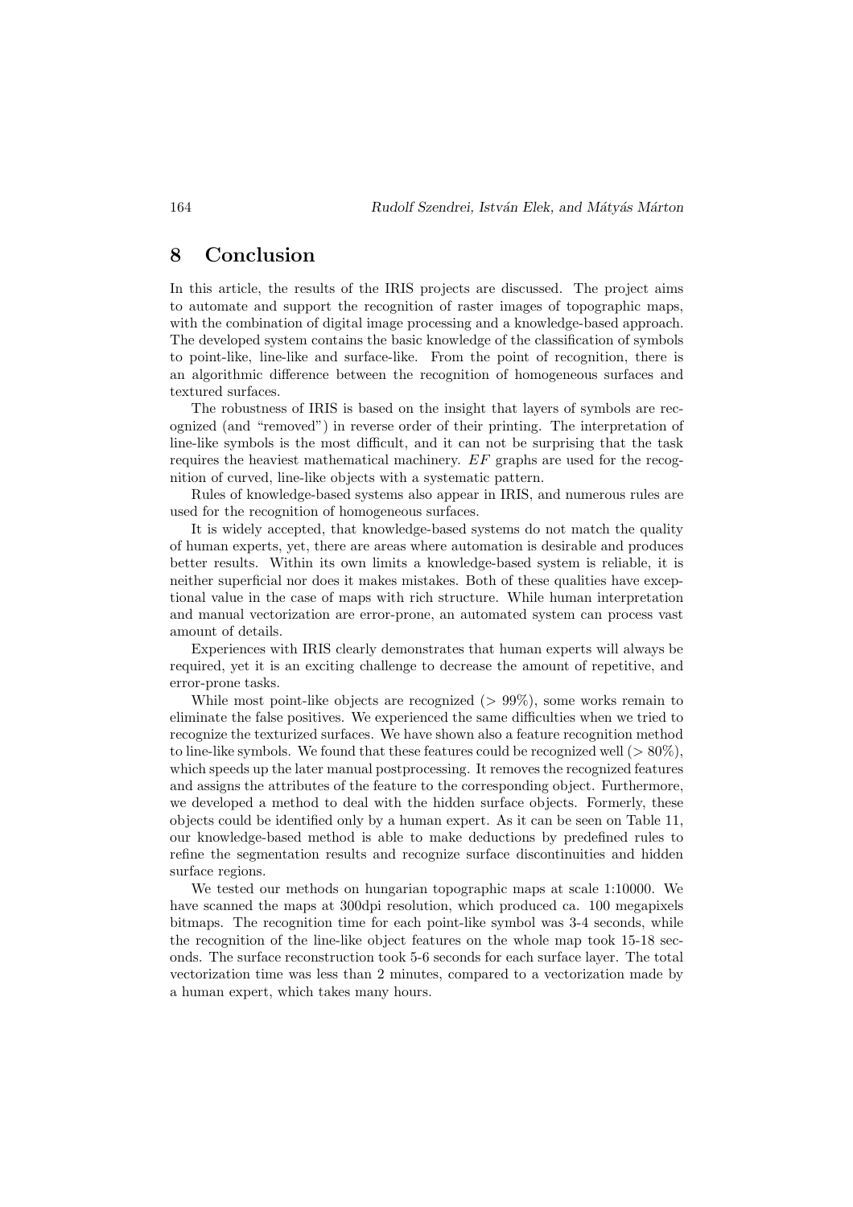## 8 Conclusion

In this article, the results of the IRIS projects are discussed. The project aims to automate and support the recognition of raster images of topographic maps, with the combination of digital image processing and a knowledge-based approach. The developed system contains the basic knowledge of the classification of symbols to point-like, line-like and surface-like. From the point of recognition, there is an algorithmic difference between the recognition of homogeneous surfaces and textured surfaces.

The robustness of IRIS is based on the insight that layers of symbols are recognized (and "removed") in reverse order of their printing. The interpretation of line-like symbols is the most difficult, and it can not be surprising that the task requires the heaviest mathematical machinery. $EF$ graphs are used for the recognition of curved, line-like objects with a systematic pattern.

Rules of knowledge-based systems also appear in IRIS, and numerous rules are used for the recognition of homogeneous surfaces.

It is widely accepted, that knowledge-based systems do not match the quality of human experts, yet, there are areas where automation is desirable and produces better results. Within its own limits a knowledge-based system is reliable, it is neither superficial nor does it makes mistakes. Both of these qualities have exceptional value in the case of maps with rich structure. While human interpretation and manual vectorization are error-prone, an automated system can process vast amount of details.

Experiences with IRIS clearly demonstrates that human experts will always be required, yet it is an exciting challenge to decrease the amount of repetitive, and error-prone tasks.

While most point-like objects are recognized ($> 99\%$), some works remain to eliminate the false positives. We experienced the same difficulties when we tried to recognize the texturized surfaces. We have shown also a feature recognition method to line-like symbols. We found that these features could be recognized well ($> 80\%$), which speeds up the later manual postprocessing. It removes the recognized features and assigns the attributes of the feature to the corresponding object. Furthermore, we developed a method to deal with the hidden surface objects. Formerly, these objects could be identified only by a human expert. As it can be seen on Table 11, our knowledge-based method is able to make deductions by predefined rules to refine the segmentation results and recognize surface discontinuities and hidden surface regions.

We tested our methods on hungarian topographic maps at scale 1:10000. We have scanned the maps at 300dpi resolution, which produced ca. 100 megapixels bitmaps. The recognition time for each point-like symbol was 3-4 seconds, while the recognition of the line-like object features on the whole map took 15-18 seconds. The surface reconstruction took 5-6 seconds for each surface layer. The total vectorization time was less than 2 minutes, compared to a vectorization made by a human expert, which takes many hours.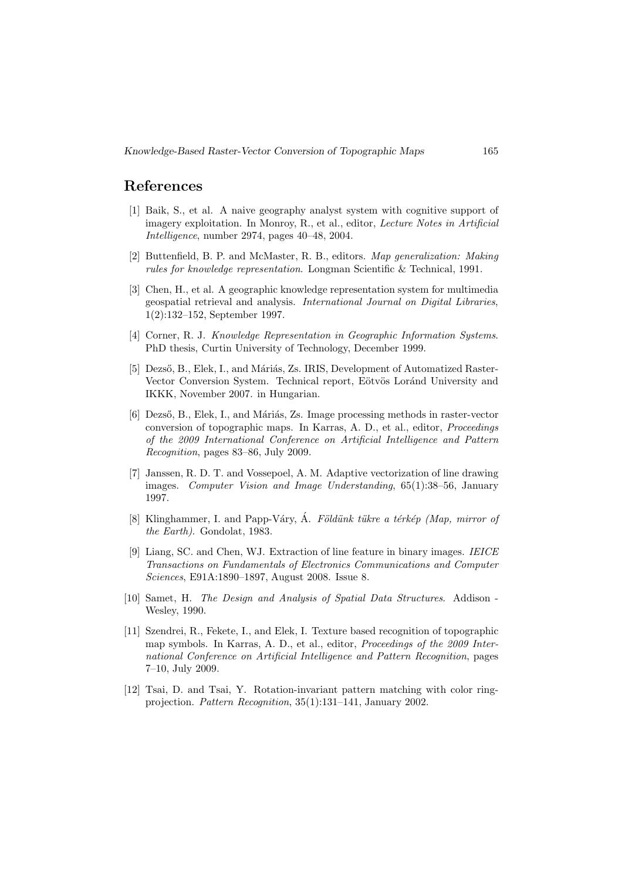# References

[1] Baik, S., et al. A naive geography analyst system with cognitive support of imagery exploitation. In Monroy, R., et al., editor, *Lecture Notes in Artificial Intelligence*, number 2974, pages 40–48, 2004.

[2] Buttenfield, B. P. and McMaster, R. B., editors. *Map generalization: Making rules for knowledge representation*. Longman Scientific & Technical, 1991.

[3] Chen, H., et al. A geographic knowledge representation system for multimedia geospatial retrieval and analysis. *International Journal on Digital Libraries*, 1(2):132–152, September 1997.

[4] Corner, R. J. *Knowledge Representation in Geographic Information Systems*. PhD thesis, Curtin University of Technology, December 1999.

[5] Dezső, B., Elek, I., and Máriás, Zs. IRIS, Development of Automatized Raster-Vector Conversion System. Technical report, Eötvös Loránd University and IKKK, November 2007. in Hungarian.

[6] Dezső, B., Elek, I., and Máriás, Zs. Image processing methods in raster-vector conversion of topographic maps. In Karras, A. D., et al., editor, *Proceedings of the 2009 International Conference on Artificial Intelligence and Pattern Recognition*, pages 83–86, July 2009.

[7] Janssen, R. D. T. and Vossepoel, A. M. Adaptive vectorization of line drawing images. *Computer Vision and Image Understanding*, 65(1):38–56, January 1997.

[8] Klinghammer, I. and Papp-Váry, Á. *Földünk tükre a térkép (Map, mirror of the Earth)*. Gondolat, 1983.

[9] Liang, SC. and Chen, WJ. Extraction of line feature in binary images. *IEICE Transactions on Fundamentals of Electronics Communications and Computer Sciences*, E91A:1890–1897, August 2008. Issue 8.

[10] Samet, H. *The Design and Analysis of Spatial Data Structures*. Addison - Wesley, 1990.

[11] Szendrei, R., Fekete, I., and Elek, I. Texture based recognition of topographic map symbols. In Karras, A. D., et al., editor, *Proceedings of the 2009 International Conference on Artificial Intelligence and Pattern Recognition*, pages 7–10, July 2009.

[12] Tsai, D. and Tsai, Y. Rotation-invariant pattern matching with color ring-projection. *Pattern Recognition*, 35(1):131–141, January 2002.